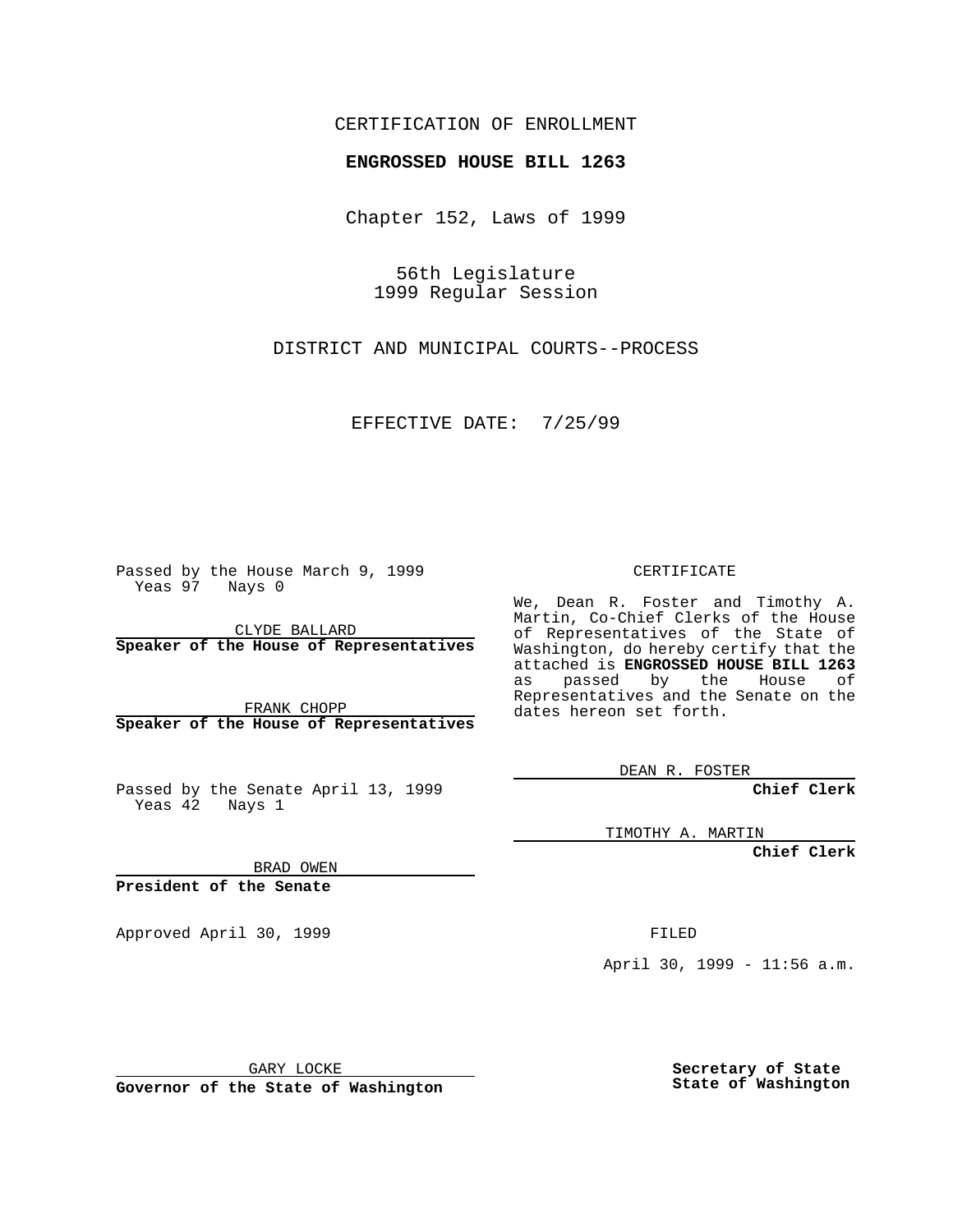CERTIFICATION OF ENROLLMENT

**ENGROSSED HOUSE BILL 1263**

Chapter 152, Laws of 1999

56th Legislature
1999 Regular Session

DISTRICT AND MUNICIPAL COURTS--PROCESS

EFFECTIVE DATE: 7/25/99

Passed by the House March 9, 1999
Yeas 97 Nays 0

CLYDE BALLARD
**Speaker of the House of Representatives**

FRANK CHOPP
**Speaker of the House of Representatives**

Passed by the Senate April 13, 1999
Yeas 42 Nays 1

BRAD OWEN
**President of the Senate**

Approved April 30, 1999

GARY LOCKE
**Governor of the State of Washington**

CERTIFICATE

We, Dean R. Foster and Timothy A. Martin, Co-Chief Clerks of the House of Representatives of the State of Washington, do hereby certify that the attached is **ENGROSSED HOUSE BILL 1263** as passed by the House of Representatives and the Senate on the dates hereon set forth.

DEAN R. FOSTER
**Chief Clerk**

TIMOTHY A. MARTIN
**Chief Clerk**

FILED

April 30, 1999 - 11:56 a.m.

**Secretary of State**
**State of Washington**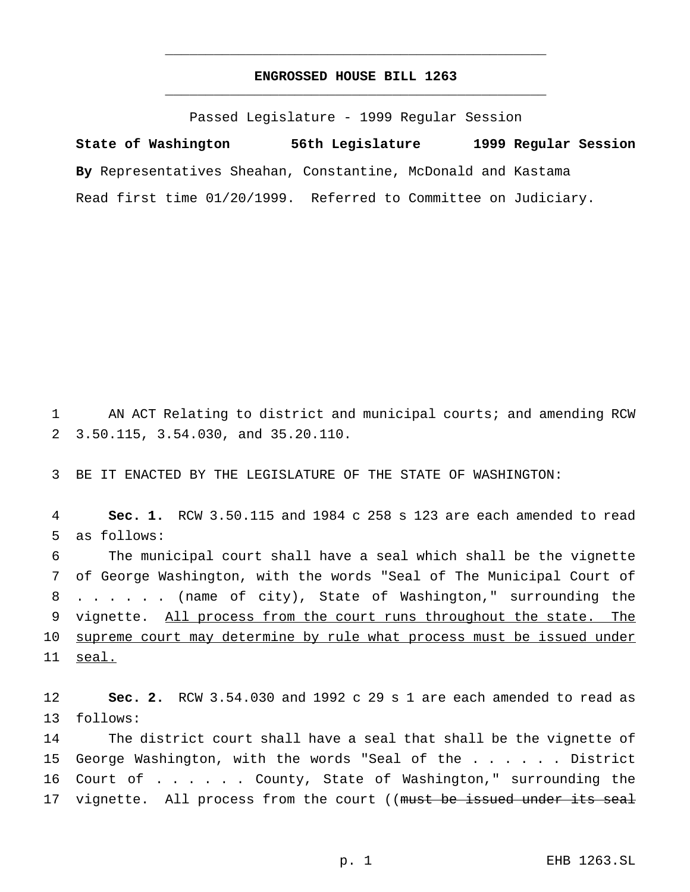# ENGROSSED HOUSE BILL 1263

Passed Legislature - 1999 Regular Session

**State of Washington 56th Legislature 1999 Regular Session**

**By** Representatives Sheahan, Constantine, McDonald and Kastama

Read first time 01/20/1999. Referred to Committee on Judiciary.

AN ACT Relating to district and municipal courts; and amending RCW 3.50.115, 3.54.030, and 35.20.110.

BE IT ENACTED BY THE LEGISLATURE OF THE STATE OF WASHINGTON:

**Sec. 1.** RCW 3.50.115 and 1984 c 258 s 123 are each amended to read as follows:

The municipal court shall have a seal which shall be the vignette of George Washington, with the words "Seal of The Municipal Court of . . . . . . (name of city), State of Washington," surrounding the vignette. <u>All process from the court runs throughout the state. The supreme court may determine by rule what process must be issued under seal.</u>

**Sec. 2.** RCW 3.54.030 and 1992 c 29 s 1 are each amended to read as follows:

The district court shall have a seal that shall be the vignette of George Washington, with the words "Seal of the . . . . . . District Court of . . . . . . County, State of Washington," surrounding the vignette. All process from the court ((~~must be issued under its seal~~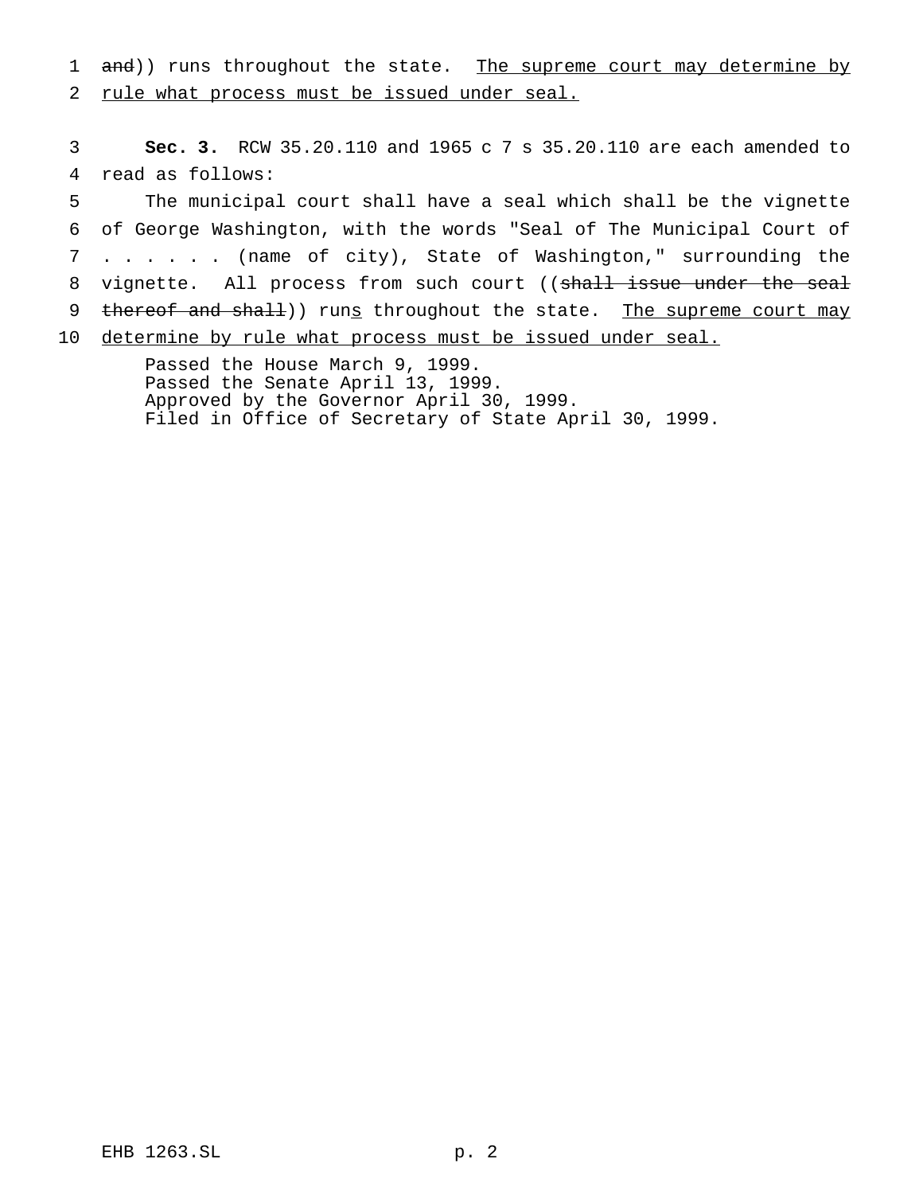~~and~~)) runs throughout the state. <u>The supreme court may determine by rule what process must be issued under seal.</u>

**Sec. 3.** RCW 35.20.110 and 1965 c 7 s 35.20.110 are each amended to read as follows:

The municipal court shall have a seal which shall be the vignette of George Washington, with the words "Seal of The Municipal Court of . . . . . . (name of city), State of Washington," surrounding the vignette. All process from such court ((~~shall issue under the seal thereof and shall~~)) run<u>s</u> throughout the state. <u>The supreme court may determine by rule what process must be issued under seal.</u>

Passed the House March 9, 1999.
Passed the Senate April 13, 1999.
Approved by the Governor April 30, 1999.
Filed in Office of Secretary of State April 30, 1999.